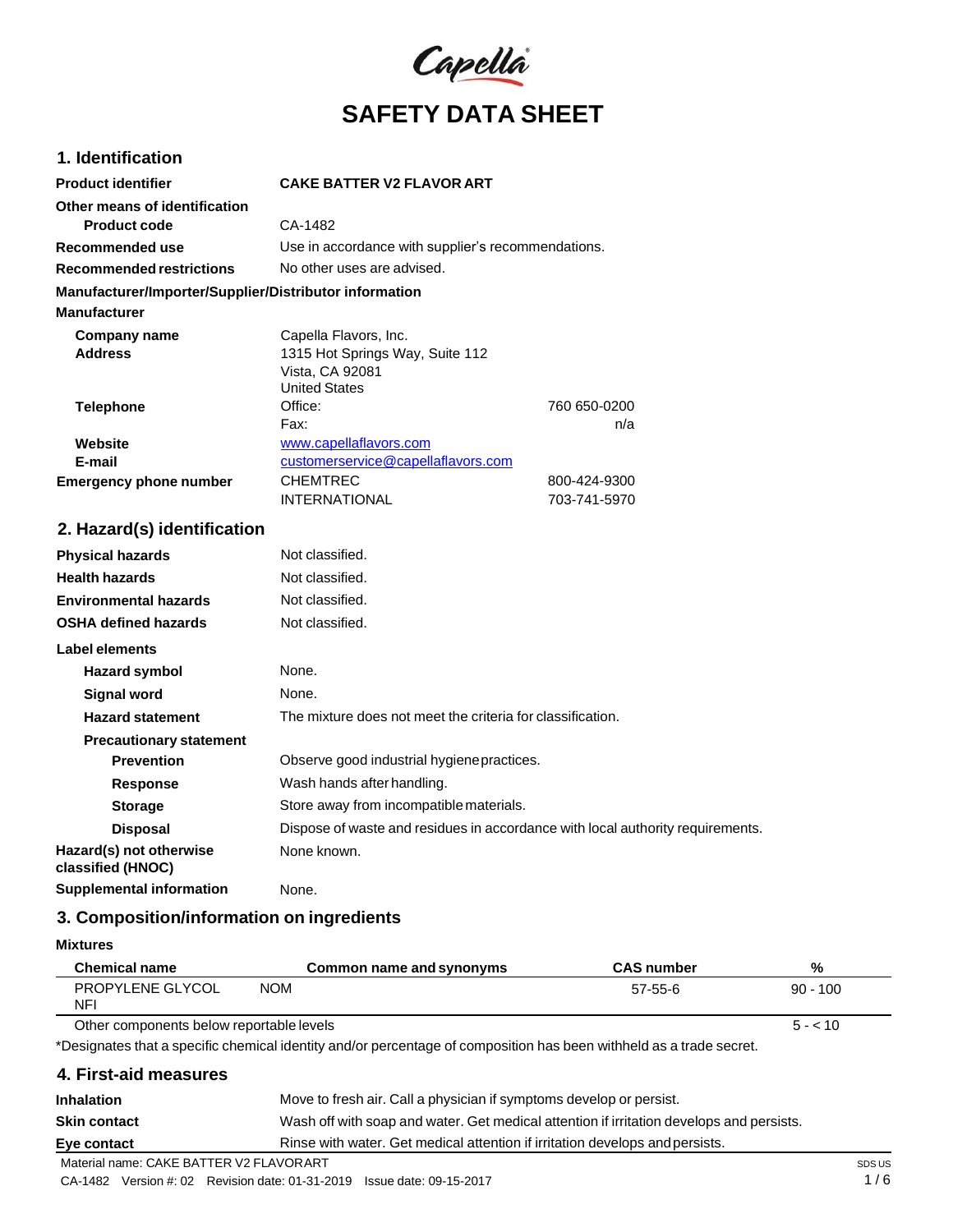Capella

# SAFETY DATA SHEET

## 1. Identification

| | | |
|---|---|---|
| **Product identifier** | **CAKE BATTER V2 FLAVOR ART** | |
| **Other means of identification** | | |
| **Product code** | CA-1482 | |
| **Recommended use** | Use in accordance with supplier's recommendations. | |
| **Recommended restrictions** | No other uses are advised. | |

**Manufacturer/Importer/Supplier/Distributor information**

**Manufacturer**

| | | |
|---|---|---|
| **Company name** | Capella Flavors, Inc. | |
| **Address** | 1315 Hot Springs Way, Suite 112<br>Vista, CA 92081<br>United States | |
| **Telephone** | Office: | 760 650-0200 |
| | Fax: | n/a |
| **Website** | www.capellaflavors.com | |
| **E-mail** | customerservice@capellaflavors.com | |
| **Emergency phone number** | CHEMTREC | 800-424-9300 |
| | INTERNATIONAL | 703-741-5970 |

## 2. Hazard(s) identification

| | |
|---|---|
| **Physical hazards** | Not classified. |
| **Health hazards** | Not classified. |
| **Environmental hazards** | Not classified. |
| **OSHA defined hazards** | Not classified. |

**Label elements**

| | |
|---|---|
| **Hazard symbol** | None. |
| **Signal word** | None. |
| **Hazard statement** | The mixture does not meet the criteria for classification. |
| **Precautionary statement** | |
| **Prevention** | Observe good industrial hygiene practices. |
| **Response** | Wash hands after handling. |
| **Storage** | Store away from incompatible materials. |
| **Disposal** | Dispose of waste and residues in accordance with local authority requirements. |
| **Hazard(s) not otherwise classified (HNOC)** | None known. |
| **Supplemental information** | None. |

## 3. Composition/information on ingredients

**Mixtures**

| Chemical name | Common name and synonyms | CAS number | % |
|---|---|---|---|
| PROPYLENE GLYCOL NFI | NOM | 57-55-6 | 90 - 100 |
| Other components below reportable levels | | | 5 - < 10 |

*Designates that a specific chemical identity and/or percentage of composition has been withheld as a trade secret.

## 4. First-aid measures

| | |
|---|---|
| **Inhalation** | Move to fresh air. Call a physician if symptoms develop or persist. |
| **Skin contact** | Wash off with soap and water. Get medical attention if irritation develops and persists. |
| **Eye contact** | Rinse with water. Get medical attention if irritation develops and persists. |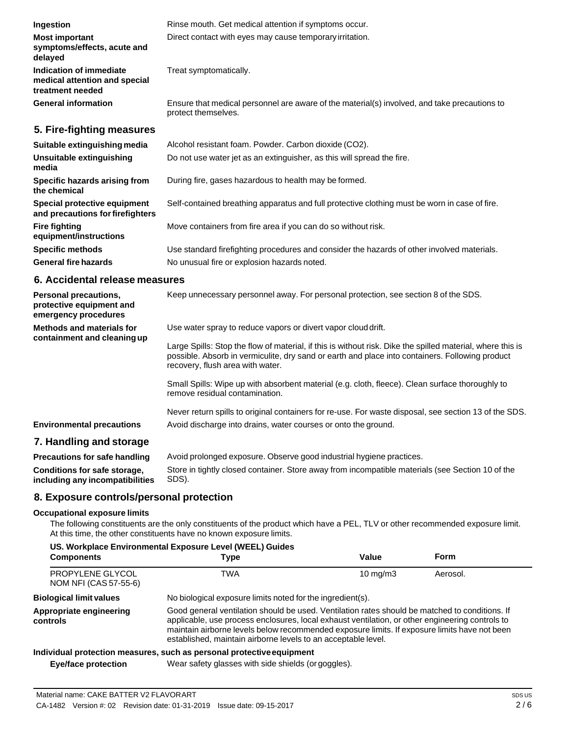**Ingestion** Rinse mouth. Get medical attention if symptoms occur.

**Most important symptoms/effects, acute and delayed** Direct contact with eyes may cause temporary irritation.

**Indication of immediate medical attention and special treatment needed** Treat symptomatically.

**General information** Ensure that medical personnel are aware of the material(s) involved, and take precautions to protect themselves.

## 5. Fire-fighting measures

**Suitable extinguishing media** Alcohol resistant foam. Powder. Carbon dioxide ($CO_2$).

**Unsuitable extinguishing media** Do not use water jet as an extinguisher, as this will spread the fire.

**Specific hazards arising from the chemical** During fire, gases hazardous to health may be formed.

**Special protective equipment and precautions for firefighters** Self-contained breathing apparatus and full protective clothing must be worn in case of fire.

**Fire fighting equipment/instructions** Move containers from fire area if you can do so without risk.

**Specific methods** Use standard firefighting procedures and consider the hazards of other involved materials.

**General fire hazards** No unusual fire or explosion hazards noted.

## 6. Accidental release measures

**Personal precautions, protective equipment and emergency procedures** Keep unnecessary personnel away. For personal protection, see section 8 of the SDS.

**Methods and materials for containment and cleaning up** Use water spray to reduce vapors or divert vapor cloud drift.

Large Spills: Stop the flow of material, if this is without risk. Dike the spilled material, where this is possible. Absorb in vermiculite, dry sand or earth and place into containers. Following product recovery, flush area with water.

Small Spills: Wipe up with absorbent material (e.g. cloth, fleece). Clean surface thoroughly to remove residual contamination.

Never return spills to original containers for re-use. For waste disposal, see section 13 of the SDS.

**Environmental precautions** Avoid discharge into drains, water courses or onto the ground.

## 7. Handling and storage

**Precautions for safe handling** Avoid prolonged exposure. Observe good industrial hygiene practices.

**Conditions for safe storage, including any incompatibilities** Store in tightly closed container. Store away from incompatible materials (see Section 10 of the SDS).

## 8. Exposure controls/personal protection

**Occupational exposure limits**

The following constituents are the only constituents of the product which have a PEL, TLV or other recommended exposure limit. At this time, the other constituents have no known exposure limits.

**US. Workplace Environmental Exposure Level (WEEL) Guides**

| Components | Type | Value | Form |
|---|---|---|---|
| PROPYLENE GLYCOL NOM NFI (CAS 57-55-6) | TWA | 10 mg/m3 | Aerosol. |

**Biological limit values** No biological exposure limits noted for the ingredient(s).

**Appropriate engineering controls** Good general ventilation should be used. Ventilation rates should be matched to conditions. If applicable, use process enclosures, local exhaust ventilation, or other engineering controls to maintain airborne levels below recommended exposure limits. If exposure limits have not been established, maintain airborne levels to an acceptable level.

**Individual protection measures, such as personal protective equipment**

**Eye/face protection** Wear safety glasses with side shields (or goggles).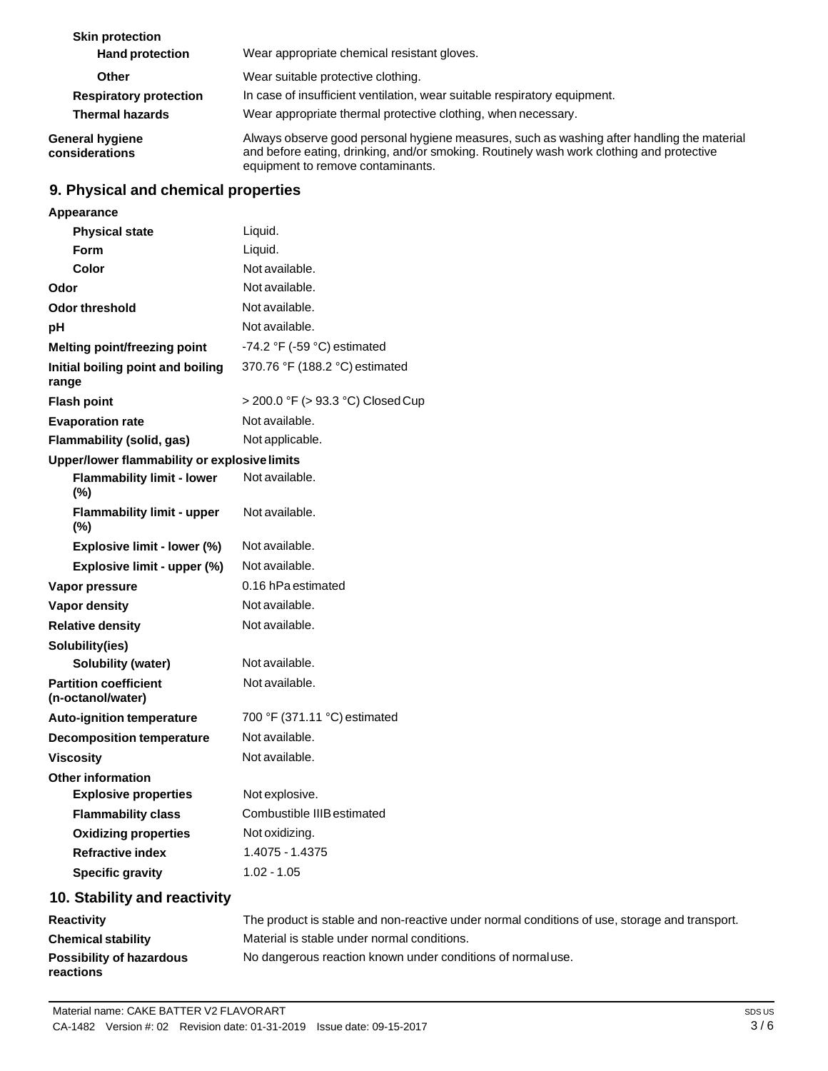| | |
|---|---|
| **Skin protection** | |
| **Hand protection** | Wear appropriate chemical resistant gloves. |
| **Other** | Wear suitable protective clothing. |
| **Respiratory protection** | In case of insufficient ventilation, wear suitable respiratory equipment. |
| **Thermal hazards** | Wear appropriate thermal protective clothing, when necessary. |
| **General hygiene considerations** | Always observe good personal hygiene measures, such as washing after handling the material and before eating, drinking, and/or smoking. Routinely wash work clothing and protective equipment to remove contaminants. |

## 9. Physical and chemical properties

| | |
|---|---|
| **Appearance** | |
| **Physical state** | Liquid. |
| **Form** | Liquid. |
| **Color** | Not available. |
| **Odor** | Not available. |
| **Odor threshold** | Not available. |
| **pH** | Not available. |
| **Melting point/freezing point** | -74.2 °F (-59 °C) estimated |
| **Initial boiling point and boiling range** | 370.76 °F (188.2 °C) estimated |
| **Flash point** | > 200.0 °F (> 93.3 °C) Closed Cup |
| **Evaporation rate** | Not available. |
| **Flammability (solid, gas)** | Not applicable. |
| **Upper/lower flammability or explosive limits** | |
| **Flammability limit - lower (%)** | Not available. |
| **Flammability limit - upper (%)** | Not available. |
| **Explosive limit - lower (%)** | Not available. |
| **Explosive limit - upper (%)** | Not available. |
| **Vapor pressure** | 0.16 hPa estimated |
| **Vapor density** | Not available. |
| **Relative density** | Not available. |
| **Solubility(ies)** | |
| **Solubility (water)** | Not available. |
| **Partition coefficient (n-octanol/water)** | Not available. |
| **Auto-ignition temperature** | 700 °F (371.11 °C) estimated |
| **Decomposition temperature** | Not available. |
| **Viscosity** | Not available. |
| **Other information** | |
| **Explosive properties** | Not explosive. |
| **Flammability class** | Combustible IIIB estimated |
| **Oxidizing properties** | Not oxidizing. |
| **Refractive index** | 1.4075 - 1.4375 |
| **Specific gravity** | 1.02 - 1.05 |

## 10. Stability and reactivity

| | |
|---|---|
| **Reactivity** | The product is stable and non-reactive under normal conditions of use, storage and transport. |
| **Chemical stability** | Material is stable under normal conditions. |
| **Possibility of hazardous reactions** | No dangerous reaction known under conditions of normal use. |

Material name: CAKE BATTER V2 FLAVORART

CA-1482 Version #: 02 Revision date: 01-31-2019 Issue date: 09-15-2017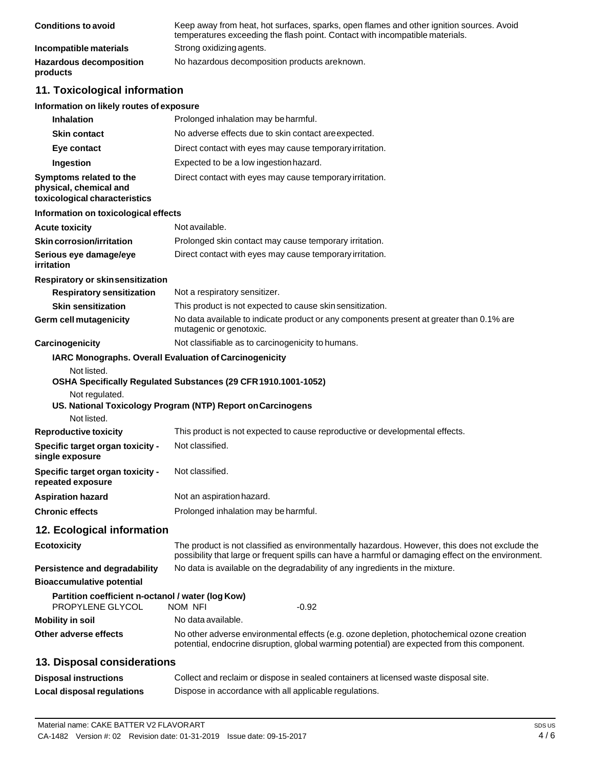| | |
|---|---|
| **Conditions to avoid** | Keep away from heat, hot surfaces, sparks, open flames and other ignition sources. Avoid temperatures exceeding the flash point. Contact with incompatible materials. |
| **Incompatible materials** | Strong oxidizing agents. |
| **Hazardous decomposition products** | No hazardous decomposition products areknown. |

## 11. Toxicological information

**Information on likely routes of exposure**

| | |
|---|---|
| **Inhalation** | Prolonged inhalation may be harmful. |
| **Skin contact** | No adverse effects due to skin contact areexpected. |
| **Eye contact** | Direct contact with eyes may cause temporary irritation. |
| **Ingestion** | Expected to be a low ingestion hazard. |
| **Symptoms related to the physical, chemical and toxicological characteristics** | Direct contact with eyes may cause temporary irritation. |

**Information on toxicological effects**

| | |
|---|---|
| **Acute toxicity** | Not available. |
| **Skin corrosion/irritation** | Prolonged skin contact may cause temporary irritation. |
| **Serious eye damage/eye irritation** | Direct contact with eyes may cause temporary irritation. |

**Respiratory or skin sensitization**

| | |
|---|---|
| **Respiratory sensitization** | Not a respiratory sensitizer. |
| **Skin sensitization** | This product is not expected to cause skin sensitization. |
| **Germ cell mutagenicity** | No data available to indicate product or any components present at greater than 0.1% are mutagenic or genotoxic. |
| **Carcinogenicity** | Not classifiable as to carcinogenicity to humans. |

**IARC Monographs. Overall Evaluation of Carcinogenicity**

Not listed.

**OSHA Specifically Regulated Substances (29 CFR 1910.1001-1052)**

Not regulated.

**US. National Toxicology Program (NTP) Report on Carcinogens**

Not listed.

| | |
|---|---|
| **Reproductive toxicity** | This product is not expected to cause reproductive or developmental effects. |
| **Specific target organ toxicity - single exposure** | Not classified. |
| **Specific target organ toxicity - repeated exposure** | Not classified. |
| **Aspiration hazard** | Not an aspiration hazard. |
| **Chronic effects** | Prolonged inhalation may be harmful. |

## 12. Ecological information

| | |
|---|---|
| **Ecotoxicity** | The product is not classified as environmentally hazardous. However, this does not exclude the possibility that large or frequent spills can have a harmful or damaging effect on the environment. |
| **Persistence and degradability** | No data is available on the degradability of any ingredients in the mixture. |

**Bioaccumulative potential**

**Partition coefficient n-octanol / water (log Kow)**

| | | |
|---|---|---|
| PROPYLENE GLYCOL | NOM NFI | -0.92 |

| | |
|---|---|
| **Mobility in soil** | No data available. |
| **Other adverse effects** | No other adverse environmental effects (e.g. ozone depletion, photochemical ozone creation potential, endocrine disruption, global warming potential) are expected from this component. |

## 13. Disposal considerations

| | |
|---|---|
| **Disposal instructions** | Collect and reclaim or dispose in sealed containers at licensed waste disposal site. |
| **Local disposal regulations** | Dispose in accordance with all applicable regulations. |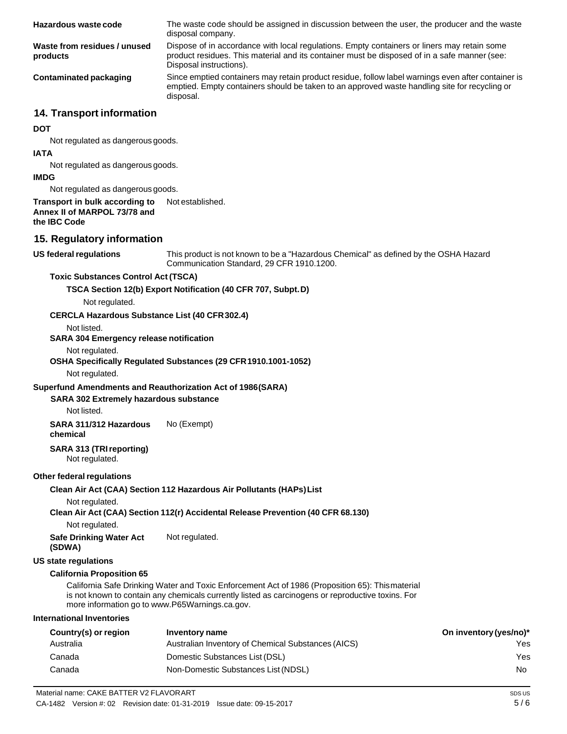**Hazardous waste code** The waste code should be assigned in discussion between the user, the producer and the waste disposal company.

**Waste from residues / unused products** Dispose of in accordance with local regulations. Empty containers or liners may retain some product residues. This material and its container must be disposed of in a safe manner (see: Disposal instructions).

**Contaminated packaging** Since emptied containers may retain product residue, follow label warnings even after container is emptied. Empty containers should be taken to an approved waste handling site for recycling or disposal.

## 14. Transport information

**DOT**

Not regulated as dangerous goods.

**IATA**

Not regulated as dangerous goods.

**IMDG**

Not regulated as dangerous goods.

**Transport in bulk according to Annex II of MARPOL 73/78 and the IBC Code** Not established.

## 15. Regulatory information

**US federal regulations** This product is not known to be a "Hazardous Chemical" as defined by the OSHA Hazard Communication Standard, 29 CFR 1910.1200.

**Toxic Substances Control Act (TSCA)**

**TSCA Section 12(b) Export Notification (40 CFR 707, Subpt. D)**

Not regulated.

**CERCLA Hazardous Substance List (40 CFR 302.4)**

Not listed.

**SARA 304 Emergency release notification**

Not regulated.

**OSHA Specifically Regulated Substances (29 CFR 1910.1001-1052)**

Not regulated.

**Superfund Amendments and Reauthorization Act of 1986 (SARA)**

**SARA 302 Extremely hazardous substance**

Not listed.

**SARA 311/312 Hazardous chemical** No (Exempt)

**SARA 313 (TRI reporting)**

Not regulated.

**Other federal regulations**

**Clean Air Act (CAA) Section 112 Hazardous Air Pollutants (HAPs) List**

Not regulated.

**Clean Air Act (CAA) Section 112(r) Accidental Release Prevention (40 CFR 68.130)**

Not regulated.

**Safe Drinking Water Act (SDWA)** Not regulated.

**US state regulations**

**California Proposition 65**

California Safe Drinking Water and Toxic Enforcement Act of 1986 (Proposition 65): This material is not known to contain any chemicals currently listed as carcinogens or reproductive toxins. For more information go to www.P65Warnings.ca.gov.

**International Inventories**

| Country(s) or region | Inventory name | On inventory (yes/no)* |
|---|---|---|
| Australia | Australian Inventory of Chemical Substances (AICS) | Yes |
| Canada | Domestic Substances List (DSL) | Yes |
| Canada | Non-Domestic Substances List (NDSL) | No |

Material name: CAKE BATTER V2 FLAVORART

CA-1482 Version #: 02 Revision date: 01-31-2019 Issue date: 09-15-2017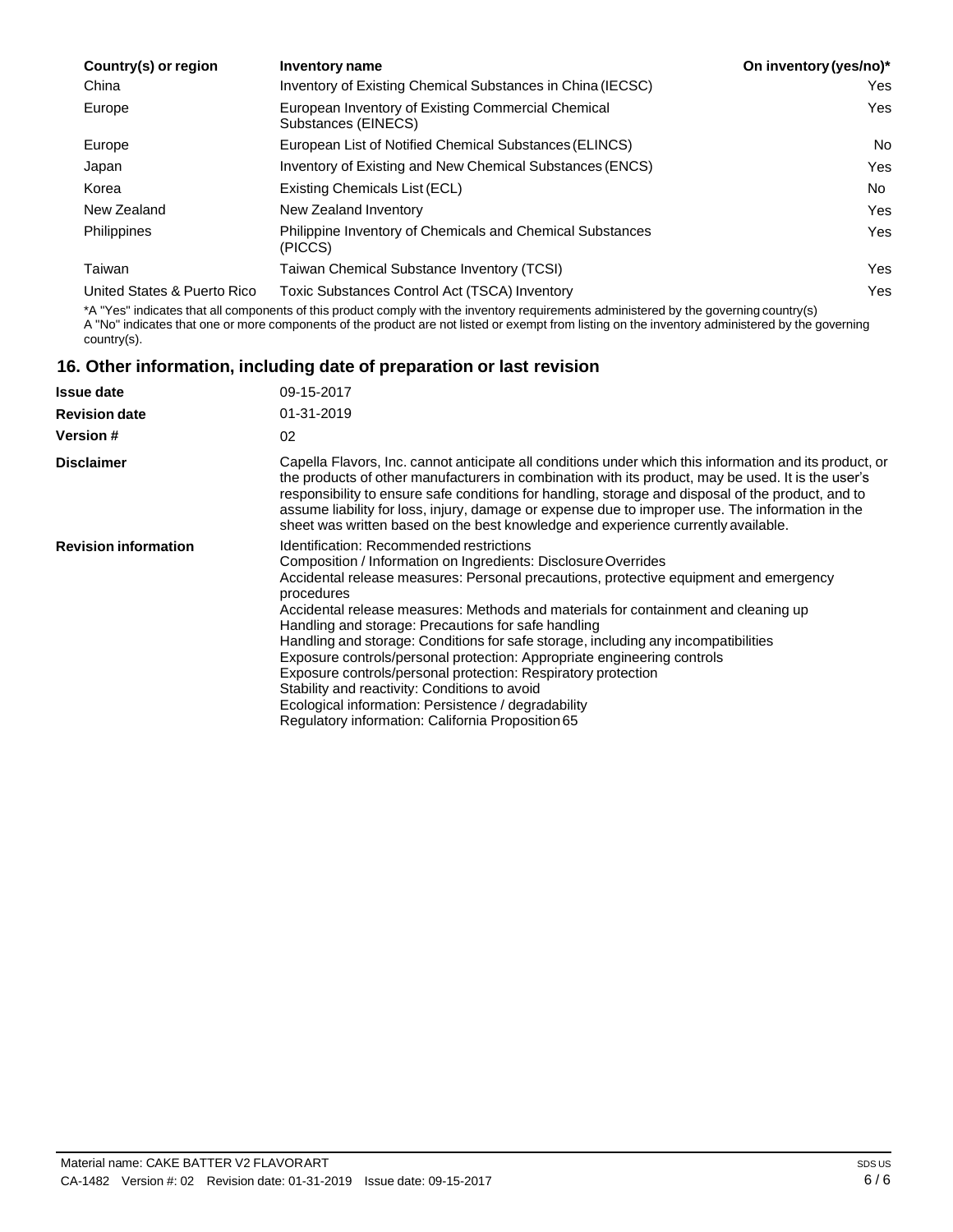| Country(s) or region | Inventory name | On inventory (yes/no)* |
|---|---|---|
| China | Inventory of Existing Chemical Substances in China (IECSC) | Yes |
| Europe | European Inventory of Existing Commercial Chemical Substances (EINECS) | Yes |
| Europe | European List of Notified Chemical Substances (ELINCS) | No |
| Japan | Inventory of Existing and New Chemical Substances (ENCS) | Yes |
| Korea | Existing Chemicals List (ECL) | No |
| New Zealand | New Zealand Inventory | Yes |
| Philippines | Philippine Inventory of Chemicals and Chemical Substances (PICCS) | Yes |
| Taiwan | Taiwan Chemical Substance Inventory (TCSI) | Yes |
| United States & Puerto Rico | Toxic Substances Control Act (TSCA) Inventory | Yes |

*A "Yes" indicates that all components of this product comply with the inventory requirements administered by the governing country(s)
A "No" indicates that one or more components of the product are not listed or exempt from listing on the inventory administered by the governing country(s).

## 16. Other information, including date of preparation or last revision

**Issue date** 09-15-2017

**Revision date** 01-31-2019

**Version #** 02

**Disclaimer** Capella Flavors, Inc. cannot anticipate all conditions under which this information and its product, or the products of other manufacturers in combination with its product, may be used. It is the user's responsibility to ensure safe conditions for handling, storage and disposal of the product, and to assume liability for loss, injury, damage or expense due to improper use. The information in the sheet was written based on the best knowledge and experience currently available.

**Revision information**
Identification: Recommended restrictions
Composition / Information on Ingredients: Disclosure Overrides
Accidental release measures: Personal precautions, protective equipment and emergency procedures
Accidental release measures: Methods and materials for containment and cleaning up
Handling and storage: Precautions for safe handling
Handling and storage: Conditions for safe storage, including any incompatibilities
Exposure controls/personal protection: Appropriate engineering controls
Exposure controls/personal protection: Respiratory protection
Stability and reactivity: Conditions to avoid
Ecological information: Persistence / degradability
Regulatory information: California Proposition 65